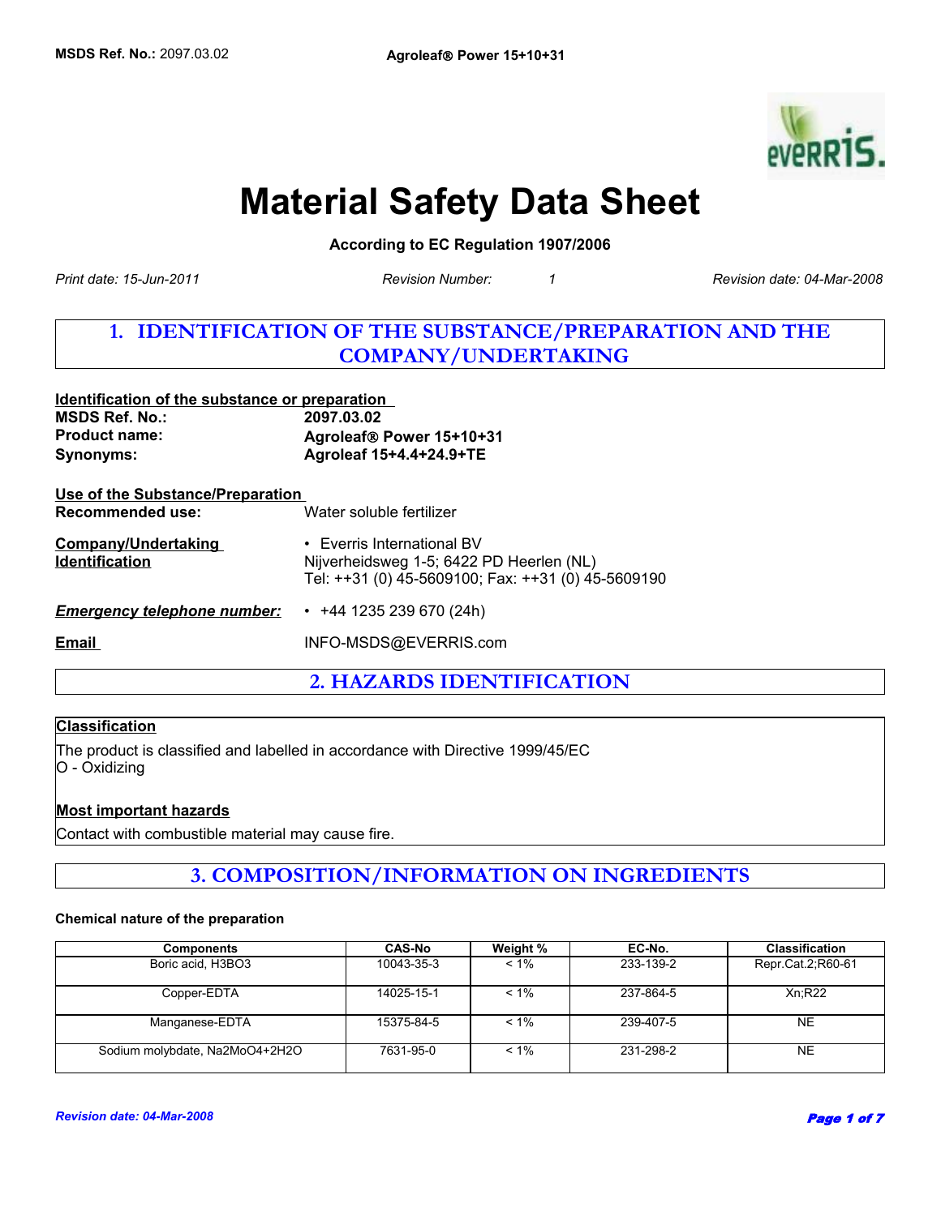# Material Safety Data Sheet

**According to EC Regulation 1907/2006**

*Print date: 15-Jun-2011* *Revision Number: 1* *Revision date: 04-Mar-2008*

## 1. IDENTIFICATION OF THE SUBSTANCE/PREPARATION AND THE COMPANY/UNDERTAKING

**Identification of the substance or preparation**

**MSDS Ref. No.:** **2097.03.02**
**Product name:** **Agroleaf® Power 15+10+31**
**Synonyms:** **Agroleaf 15+4.4+24.9+TE**

**Use of the Substance/Preparation**

**Recommended use:** Water soluble fertilizer

**Company/Undertaking Identification**
- Everris International BV
Nijverheidsweg 1-5; 6422 PD Heerlen (NL)
Tel: ++31 (0) 45-5609100; Fax: ++31 (0) 45-5609190

***Emergency telephone number:***
- +44 1235 239 670 (24h)

**Email** INFO-MSDS@EVERRIS.com

## 2. HAZARDS IDENTIFICATION

**Classification**

The product is classified and labelled in accordance with Directive 1999/45/EC
O - Oxidizing

**Most important hazards**

Contact with combustible material may cause fire.

## 3. COMPOSITION/INFORMATION ON INGREDIENTS

**Chemical nature of the preparation**

| Components | CAS-No | Weight % | EC-No. | Classification |
|---|---|---|---|---|
| Boric acid, $H_3BO_3$ | 10043-35-3 | < 1% | 233-139-2 | Repr.Cat.2;R60-61 |
| Copper-EDTA | 14025-15-1 | < 1% | 237-864-5 | Xn;R22 |
| Manganese-EDTA | 15375-84-5 | < 1% | 239-407-5 | NE |
| Sodium molybdate, $Na_2MoO_4+2H_2O$ | 7631-95-0 | < 1% | 231-298-2 | NE |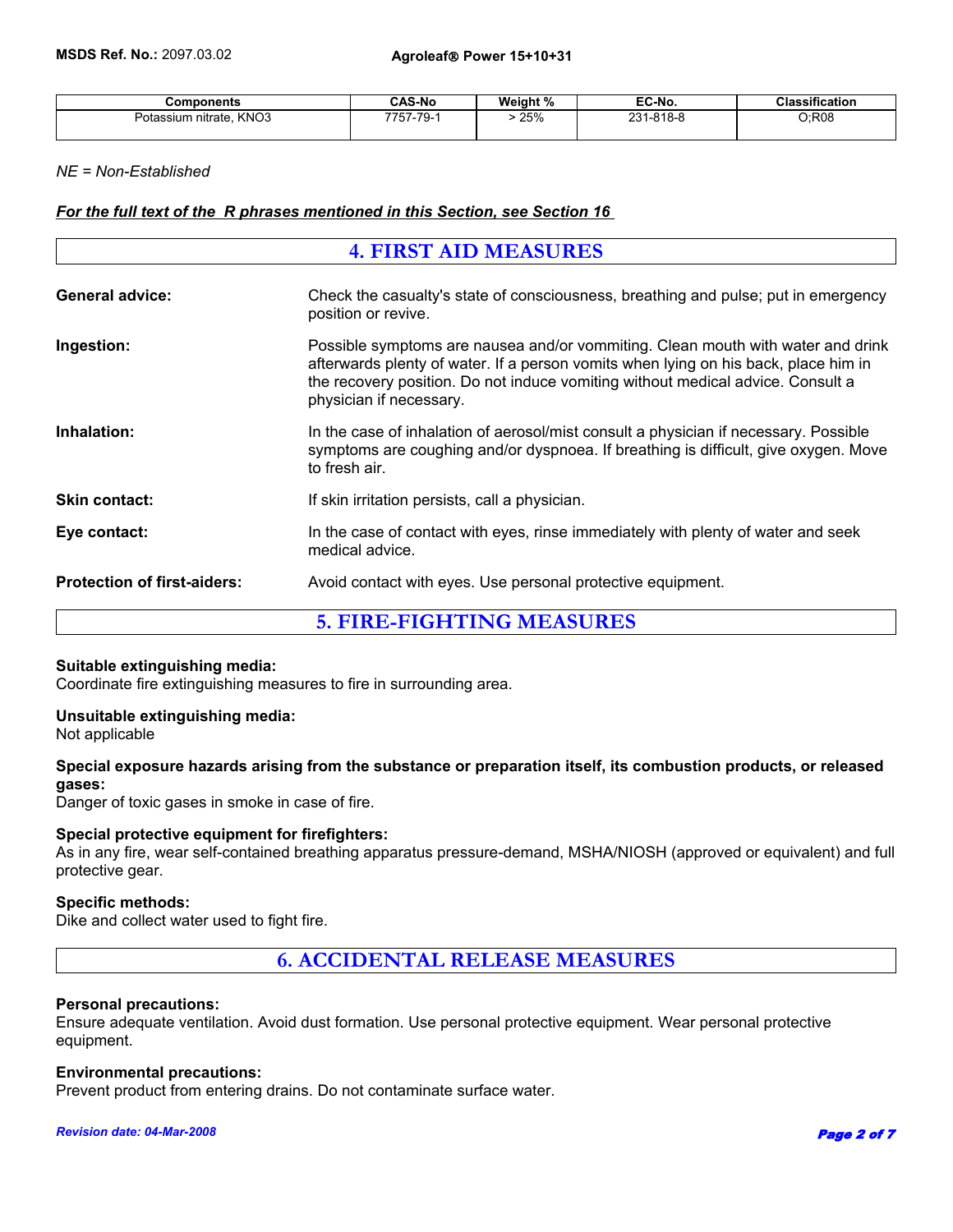| Components | CAS-No | Weight % | EC-No. | Classification |
|---|---|---|---|---|
| Potassium nitrate, $KNO_3$ | 7757-79-1 | > 25% | 231-818-8 | O;R08 |

*NE = Non-Established*

***For the full text of the R phrases mentioned in this Section, see Section 16***

## 4. FIRST AID MEASURES

**General advice:** Check the casualty's state of consciousness, breathing and pulse; put in emergency position or revive.

**Ingestion:** Possible symptoms are nausea and/or vommiting. Clean mouth with water and drink afterwards plenty of water. If a person vomits when lying on his back, place him in the recovery position. Do not induce vomiting without medical advice. Consult a physician if necessary.

**Inhalation:** In the case of inhalation of aerosol/mist consult a physician if necessary. Possible symptoms are coughing and/or dyspnoea. If breathing is difficult, give oxygen. Move to fresh air.

**Skin contact:** If skin irritation persists, call a physician.

**Eye contact:** In the case of contact with eyes, rinse immediately with plenty of water and seek medical advice.

**Protection of first-aiders:** Avoid contact with eyes. Use personal protective equipment.

## 5. FIRE-FIGHTING MEASURES

**Suitable extinguishing media:**
Coordinate fire extinguishing measures to fire in surrounding area.

**Unsuitable extinguishing media:**
Not applicable

**Special exposure hazards arising from the substance or preparation itself, its combustion products, or released gases:**
Danger of toxic gases in smoke in case of fire.

**Special protective equipment for firefighters:**
As in any fire, wear self-contained breathing apparatus pressure-demand, MSHA/NIOSH (approved or equivalent) and full protective gear.

**Specific methods:**
Dike and collect water used to fight fire.

## 6. ACCIDENTAL RELEASE MEASURES

**Personal precautions:**
Ensure adequate ventilation. Avoid dust formation. Use personal protective equipment. Wear personal protective equipment.

**Environmental precautions:**
Prevent product from entering drains. Do not contaminate surface water.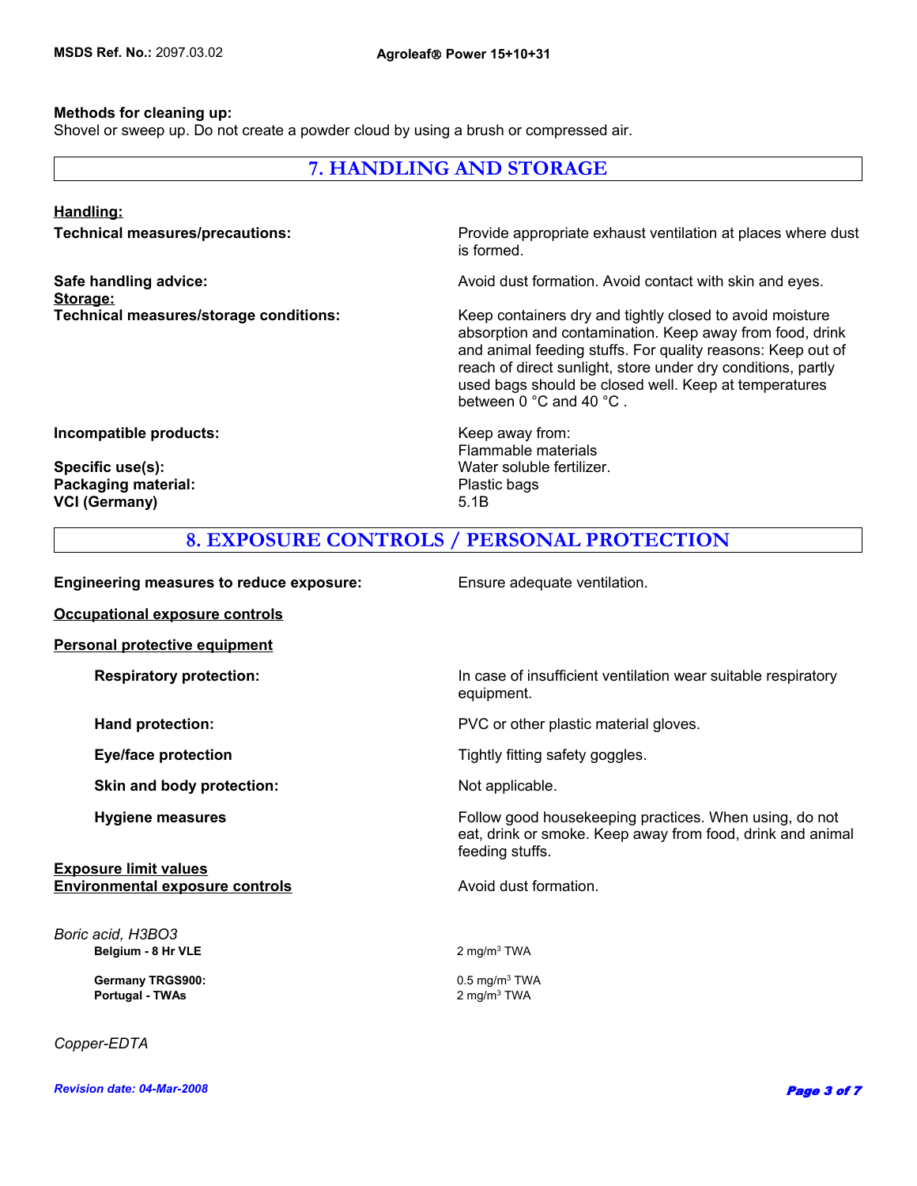**Methods for cleaning up:**
Shovel or sweep up. Do not create a powder cloud by using a brush or compressed air.

## 7. HANDLING AND STORAGE

**Handling:**

**Technical measures/precautions:** Provide appropriate exhaust ventilation at places where dust is formed.

**Safe handling advice:** Avoid dust formation. Avoid contact with skin and eyes.

**Storage:**

**Technical measures/storage conditions:** Keep containers dry and tightly closed to avoid moisture absorption and contamination. Keep away from food, drink and animal feeding stuffs. For quality reasons: Keep out of reach of direct sunlight, store under dry conditions, partly used bags should be closed well. Keep at temperatures between 0 °C and 40 °C .

**Incompatible products:** Keep away from:
Flammable materials

**Specific use(s):** Water soluble fertilizer.

**Packaging material:** Plastic bags

**VCI (Germany)** 5.1B

## 8. EXPOSURE CONTROLS / PERSONAL PROTECTION

**Engineering measures to reduce exposure:** Ensure adequate ventilation.

**Occupational exposure controls**

**Personal protective equipment**

**Respiratory protection:** In case of insufficient ventilation wear suitable respiratory equipment.

**Hand protection:** PVC or other plastic material gloves.

**Eye/face protection** Tightly fitting safety goggles.

**Skin and body protection:** Not applicable.

**Hygiene measures** Follow good housekeeping practices. When using, do not eat, drink or smoke. Keep away from food, drink and animal feeding stuffs.

**Exposure limit values**

**Environmental exposure controls** Avoid dust formation.

*Boric acid, H3BO3*

| | |
|---|---|
| **Belgium - 8 Hr VLE** | 2 mg/m³ TWA |
| **Germany TRGS900:** | 0.5 mg/m³ TWA |
| **Portugal - TWAs** | 2 mg/m³ TWA |

*Copper-EDTA*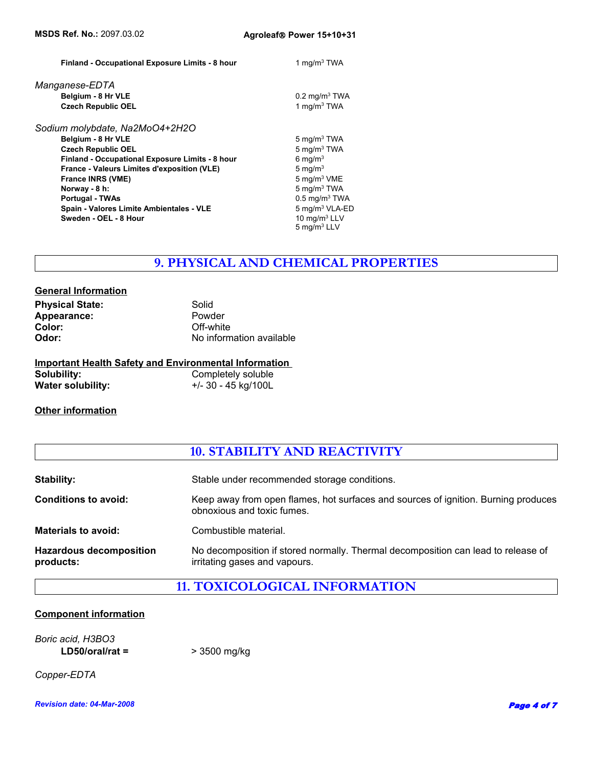| | |
|---|---|
| **Finland - Occupational Exposure Limits - 8 hour** | 1 mg/m$^3$ TWA |

*Manganese-EDTA*

| | |
|---|---|
| **Belgium - 8 Hr VLE** | 0.2 mg/m$^3$ TWA |
| **Czech Republic OEL** | 1 mg/m$^3$ TWA |

*Sodium molybdate, Na2MoO4+2H2O*

| | |
|---|---|
| **Belgium - 8 Hr VLE** | 5 mg/m$^3$ TWA |
| **Czech Republic OEL** | 5 mg/m$^3$ TWA |
| **Finland - Occupational Exposure Limits - 8 hour** | 6 mg/m$^3$ |
| **France - Valeurs Limites d'exposition (VLE)** | 5 mg/m$^3$ |
| **France INRS (VME)** | 5 mg/m$^3$ VME |
| **Norway - 8 h:** | 5 mg/m$^3$ TWA |
| **Portugal - TWAs** | 0.5 mg/m$^3$ TWA |
| **Spain - Valores Limite Ambientales - VLE** | 5 mg/m$^3$ VLA-ED |
| **Sweden - OEL - 8 Hour** | 10 mg/m$^3$ LLV<br>5 mg/m$^3$ LLV |

## 9. PHYSICAL AND CHEMICAL PROPERTIES

**General Information**

**Physical State:** Solid
**Appearance:** Powder
**Color:** Off-white
**Odor:** No information available

**Important Health Safety and Environmental Information**

**Solubility:** Completely soluble
**Water solubility:** +/- 30 - 45 kg/100L

**Other information**

## 10. STABILITY AND REACTIVITY

**Stability:** Stable under recommended storage conditions.

**Conditions to avoid:** Keep away from open flames, hot surfaces and sources of ignition. Burning produces obnoxious and toxic fumes.

**Materials to avoid:** Combustible material.

**Hazardous decomposition products:** No decomposition if stored normally. Thermal decomposition can lead to release of irritating gases and vapours.

## 11. TOXICOLOGICAL INFORMATION

**Component information**

*Boric acid, H3BO3*

**LD50/oral/rat =** > 3500 mg/kg

*Copper-EDTA*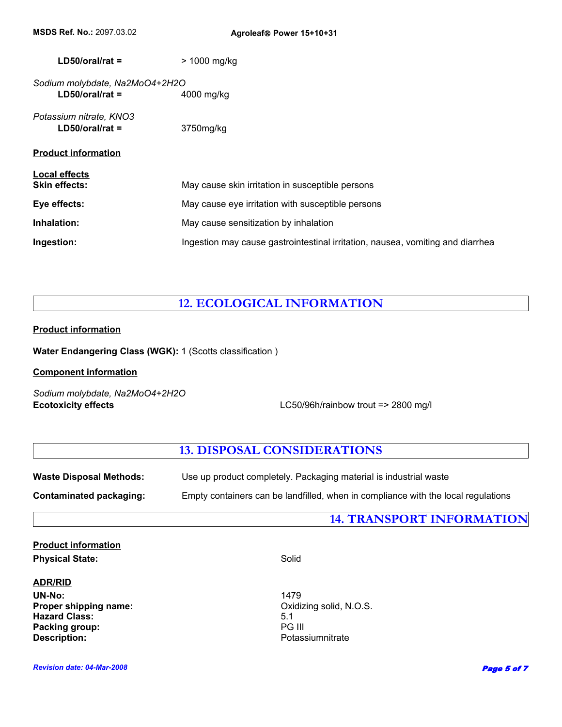**LD50/oral/rat =** > 1000 mg/kg

*Sodium molybdate, $Na_2MoO_4+2H_2O$*
**LD50/oral/rat =** 4000 mg/kg

*Potassium nitrate, $KNO_3$*
**LD50/oral/rat =** 3750mg/kg

**Product information**

**Local effects**

**Skin effects:** May cause skin irritation in susceptible persons

**Eye effects:** May cause eye irritation with susceptible persons

**Inhalation:** May cause sensitization by inhalation

**Ingestion:** Ingestion may cause gastrointestinal irritation, nausea, vomiting and diarrhea

## 12. ECOLOGICAL INFORMATION

**Product information**

**Water Endangering Class (WGK):** 1 (Scotts classification )

**Component information**

*Sodium molybdate, $Na_2MoO_4+2H_2O$*
**Ecotoxicity effects** LC50/96h/rainbow trout => 2800 mg/l

## 13. DISPOSAL CONSIDERATIONS

**Waste Disposal Methods:** Use up product completely. Packaging material is industrial waste

**Contaminated packaging:** Empty containers can be landfilled, when in compliance with the local regulations

## 14. TRANSPORT INFORMATION

**Product information**

**Physical State:** Solid

**ADR/RID**

**UN-No:** 1479
**Proper shipping name:** Oxidizing solid, N.O.S.
**Hazard Class:** 5.1
**Packing group:** PG III
**Description:** Potassiumnitrate

*Revision date: 04-Mar-2008*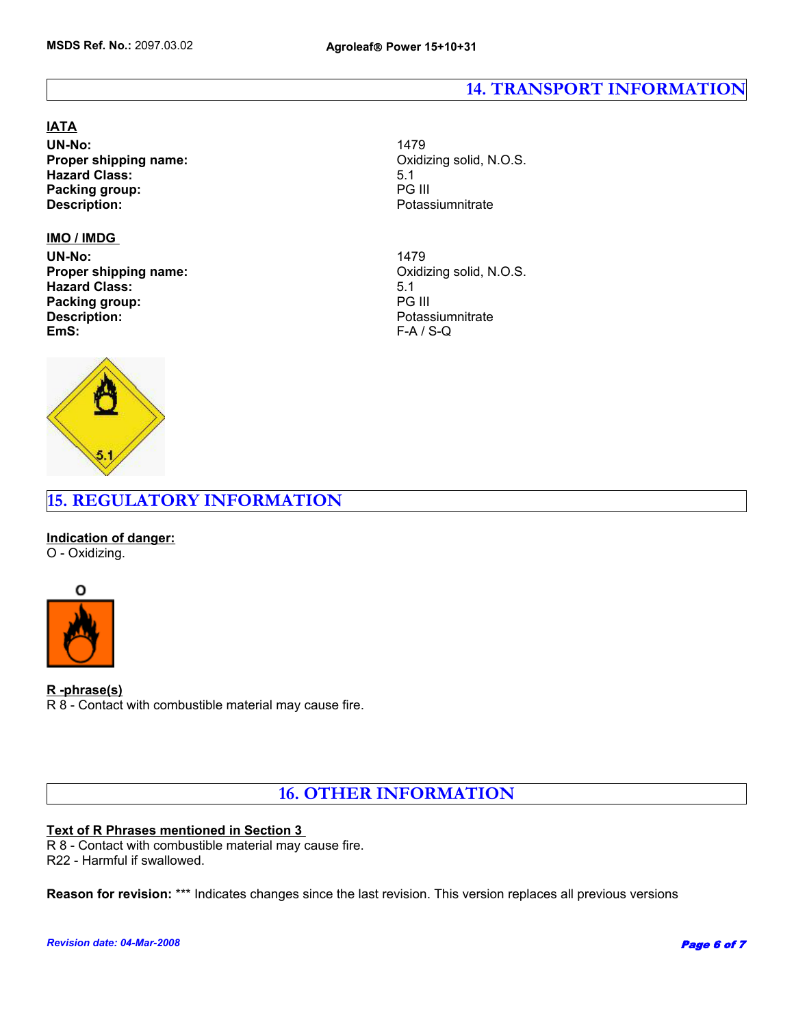## 14. TRANSPORT INFORMATION

**IATA**

**UN-No:** 1479
**Proper shipping name:** Oxidizing solid, N.O.S.
**Hazard Class:** 5.1
**Packing group:** PG III
**Description:** Potassiumnitrate

**IMO / IMDG**

**UN-No:** 1479
**Proper shipping name:** Oxidizing solid, N.O.S.
**Hazard Class:** 5.1
**Packing group:** PG III
**Description:** Potassiumnitrate
**EmS:** F-A / S-Q

## 15. REGULATORY INFORMATION

**Indication of danger:**
O - Oxidizing.

**R -phrase(s)**
R 8 - Contact with combustible material may cause fire.

## 16. OTHER INFORMATION

**Text of R Phrases mentioned in Section 3**
R 8 - Contact with combustible material may cause fire.
R22 - Harmful if swallowed.

**Reason for revision:** *** Indicates changes since the last revision. This version replaces all previous versions

*Revision date: 04-Mar-2008*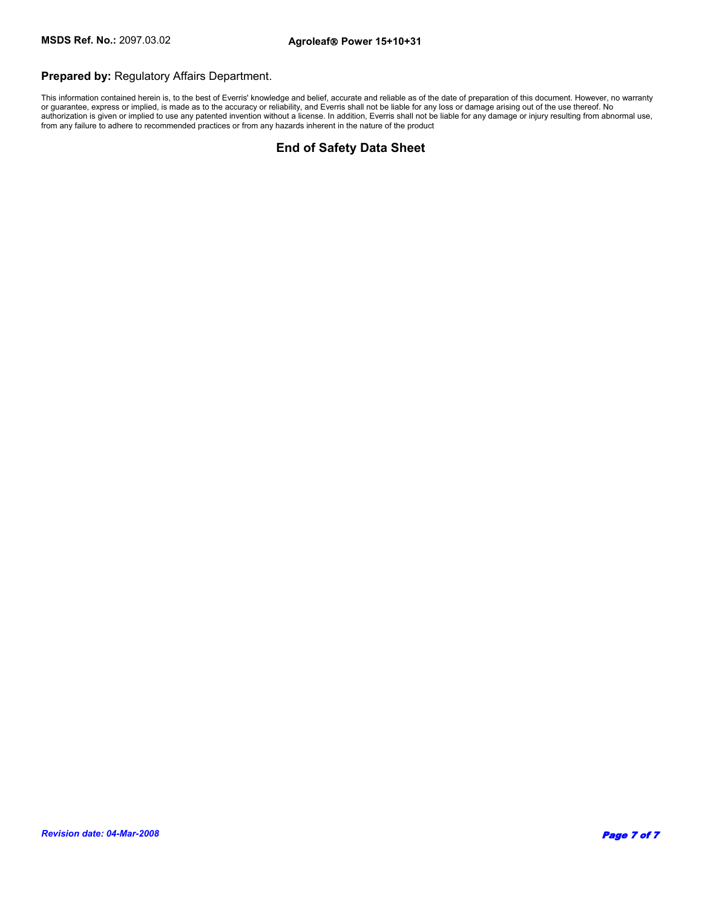**Prepared by:** Regulatory Affairs Department.

This information contained herein is, to the best of Everris' knowledge and belief, accurate and reliable as of the date of preparation of this document. However, no warranty or guarantee, express or implied, is made as to the accuracy or reliability, and Everris shall not be liable for any loss or damage arising out of the use thereof. No authorization is given or implied to use any patented invention without a license. In addition, Everris shall not be liable for any damage or injury resulting from abnormal use, from any failure to adhere to recommended practices or from any hazards inherent in the nature of the product

## End of Safety Data Sheet